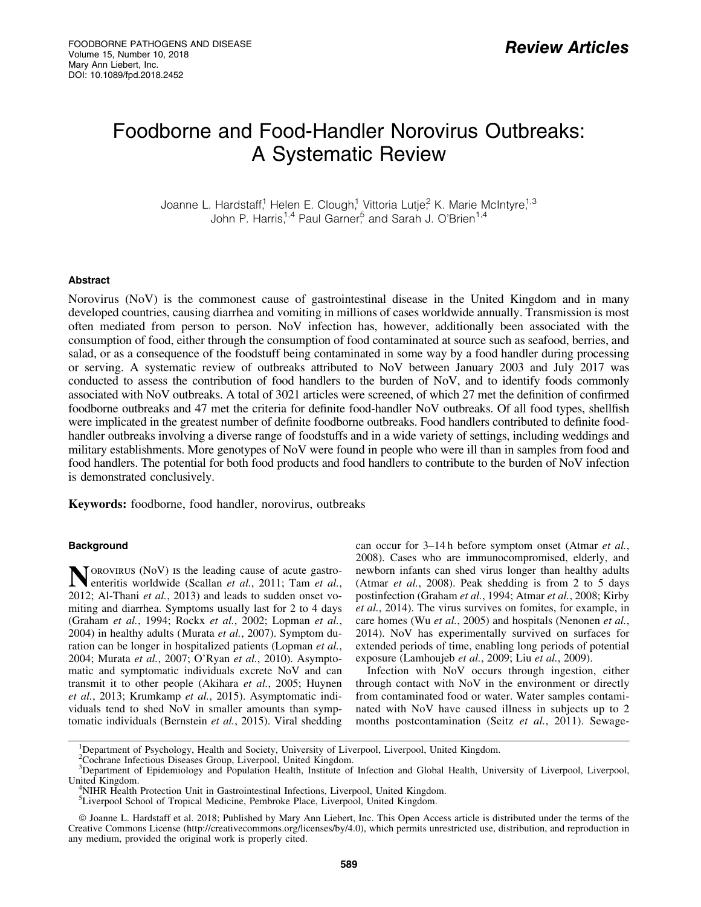# Foodborne and Food-Handler Norovirus Outbreaks: A Systematic Review

Joanne L. Hardstaff,[1] Helen E. Clough,[1] Vittoria Lutje,[2] K. Marie McIntyre,[1,3] John P. Harris,[1,4] Paul Garner,[5] and Sarah J. O'Brien[1,4]

### Abstract

Norovirus (NoV) is the commonest cause of gastrointestinal disease in the United Kingdom and in many developed countries, causing diarrhea and vomiting in millions of cases worldwide annually. Transmission is most often mediated from person to person. NoV infection has, however, additionally been associated with the consumption of food, either through the consumption of food contaminated at source such as seafood, berries, and salad, or as a consequence of the foodstuff being contaminated in some way by a food handler during processing or serving. A systematic review of outbreaks attributed to NoV between January 2003 and July 2017 was conducted to assess the contribution of food handlers to the burden of NoV, and to identify foods commonly associated with NoV outbreaks. A total of 3021 articles were screened, of which 27 met the definition of confirmed foodborne outbreaks and 47 met the criteria for definite food-handler NoV outbreaks. Of all food types, shellfish were implicated in the greatest number of definite foodborne outbreaks. Food handlers contributed to definite food-handler outbreaks involving a diverse range of foodstuffs and in a wide variety of settings, including weddings and military establishments. More genotypes of NoV were found in people who were ill than in samples from food and food handlers. The potential for both food products and food handlers to contribute to the burden of NoV infection is demonstrated conclusively.

**Keywords:** foodborne, food handler, norovirus, outbreaks

### Background

Norovirus (NoV) is the leading cause of acute gastroenteritis worldwide (Scallan *et al.*, 2011; Tam *et al.*, 2012; Al-Thani *et al.*, 2013) and leads to sudden onset vomiting and diarrhea. Symptoms usually last for 2 to 4 days (Graham *et al.*, 1994; Rockx *et al.*, 2002; Lopman *et al.*, 2004) in healthy adults (Murata *et al.*, 2007). Symptom duration can be longer in hospitalized patients (Lopman *et al.*, 2004; Murata *et al.*, 2007; O'Ryan *et al.*, 2010). Asymptomatic and symptomatic individuals excrete NoV and can transmit it to other people (Akihara *et al.*, 2005; Huynen *et al.*, 2013; Krumkamp *et al.*, 2015). Asymptomatic individuals tend to shed NoV in smaller amounts than symptomatic individuals (Bernstein *et al.*, 2015). Viral shedding can occur for 3–14 h before symptom onset (Atmar *et al.*, 2008). Cases who are immunocompromised, elderly, and newborn infants can shed virus longer than healthy adults (Atmar *et al.*, 2008). Peak shedding is from 2 to 5 days postinfection (Graham *et al.*, 1994; Atmar *et al.*, 2008; Kirby *et al.*, 2014). The virus survives on fomites, for example, in care homes (Wu *et al.*, 2005) and hospitals (Nenonen *et al.*, 2014). NoV has experimentally survived on surfaces for extended periods of time, enabling long periods of potential exposure (Lamhoujeb *et al.*, 2009; Liu *et al.*, 2009).

Infection with NoV occurs through ingestion, either through contact with NoV in the environment or directly from contaminated food or water. Water samples contaminated with NoV have caused illness in subjects up to 2 months postcontamination (Seitz *et al.*, 2011). Sewage-

[1]Department of Psychology, Health and Society, University of Liverpool, Liverpool, United Kingdom.
[2]Cochrane Infectious Diseases Group, Liverpool, United Kingdom.
[3]Department of Epidemiology and Population Health, Institute of Infection and Global Health, University of Liverpool, Liverpool, United Kingdom.
[4]NIHR Health Protection Unit in Gastrointestinal Infections, Liverpool, United Kingdom.
[5]Liverpool School of Tropical Medicine, Pembroke Place, Liverpool, United Kingdom.

© Joanne L. Hardstaff et al. 2018; Published by Mary Ann Liebert, Inc. This Open Access article is distributed under the terms of the Creative Commons License (http://creativecommons.org/licenses/by/4.0), which permits unrestricted use, distribution, and reproduction in any medium, provided the original work is properly cited.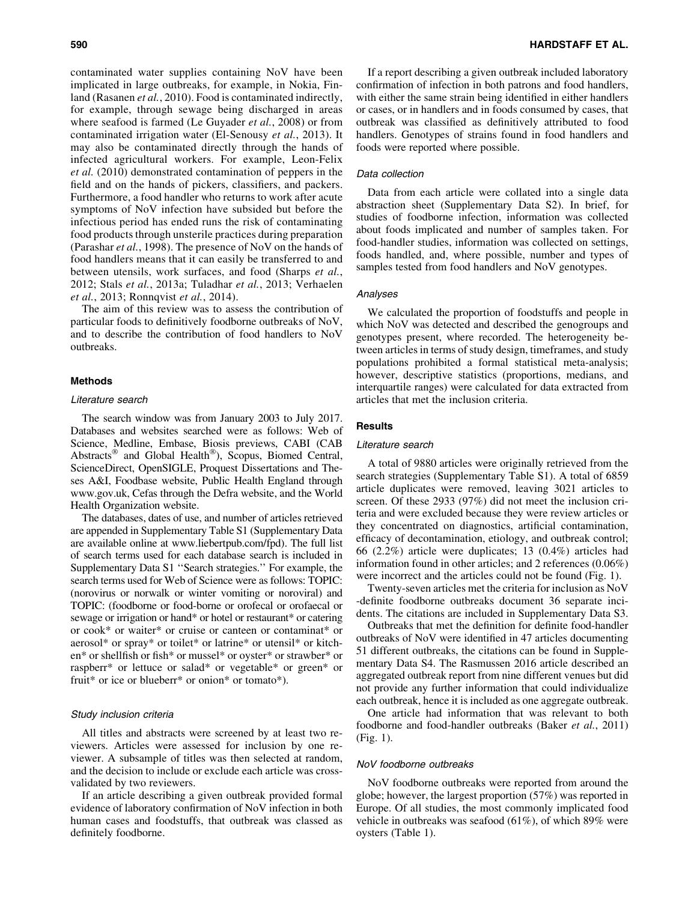contaminated water supplies containing NoV have been implicated in large outbreaks, for example, in Nokia, Finland (Rasanen *et al.*, 2010). Food is contaminated indirectly, for example, through sewage being discharged in areas where seafood is farmed (Le Guyader *et al.*, 2008) or from contaminated irrigation water (El-Senousy *et al.*, 2013). It may also be contaminated directly through the hands of infected agricultural workers. For example, Leon-Felix *et al.* (2010) demonstrated contamination of peppers in the field and on the hands of pickers, classifiers, and packers. Furthermore, a food handler who returns to work after acute symptoms of NoV infection have subsided but before the infectious period has ended runs the risk of contaminating food products through unsterile practices during preparation (Parashar *et al.*, 1998). The presence of NoV on the hands of food handlers means that it can easily be transferred to and between utensils, work surfaces, and food (Sharps *et al.*, 2012; Stals *et al.*, 2013a; Tuladhar *et al.*, 2013; Verhaelen *et al.*, 2013; Ronnqvist *et al.*, 2014).

The aim of this review was to assess the contribution of particular foods to definitively foodborne outbreaks of NoV, and to describe the contribution of food handlers to NoV outbreaks.

## Methods

### *Literature search*

The search window was from January 2003 to July 2017. Databases and websites searched were as follows: Web of Science, Medline, Embase, Biosis previews, CABI (CAB Abstracts® and Global Health®), Scopus, Biomed Central, ScienceDirect, OpenSIGLE, Proquest Dissertations and Theses A&I, Foodbase website, Public Health England through www.gov.uk, Cefas through the Defra website, and the World Health Organization website.

The databases, dates of use, and number of articles retrieved are appended in Supplementary Table S1 (Supplementary Data are available online at www.liebertpub.com/fpd). The full list of search terms used for each database search is included in Supplementary Data S1 ''Search strategies.'' For example, the search terms used for Web of Science were as follows: TOPIC: (norovirus or norwalk or winter vomiting or noroviral) and TOPIC: (foodborne or food-borne or orofecal or orofaecal or sewage or irrigation or hand* or hotel or restaurant* or catering or cook* or waiter* or cruise or canteen or contaminat* or aerosol* or spray* or toilet* or latrine* or utensil* or kitchen* or shellfish or fish* or mussel* or oyster* or strawber* or raspberr* or lettuce or salad* or vegetable* or green* or fruit* or ice or blueberr* or onion* or tomato*).

### *Study inclusion criteria*

All titles and abstracts were screened by at least two reviewers. Articles were assessed for inclusion by one reviewer. A subsample of titles was then selected at random, and the decision to include or exclude each article was cross-validated by two reviewers.

If an article describing a given outbreak provided formal evidence of laboratory confirmation of NoV infection in both human cases and foodstuffs, that outbreak was classed as definitely foodborne.

If a report describing a given outbreak included laboratory confirmation of infection in both patrons and food handlers, with either the same strain being identified in either handlers or cases, or in handlers and in foods consumed by cases, that outbreak was classified as definitively attributed to food handlers. Genotypes of strains found in food handlers and foods were reported where possible.

### *Data collection*

Data from each article were collated into a single data abstraction sheet (Supplementary Data S2). In brief, for studies of foodborne infection, information was collected about foods implicated and number of samples taken. For food-handler studies, information was collected on settings, foods handled, and, where possible, number and types of samples tested from food handlers and NoV genotypes.

### *Analyses*

We calculated the proportion of foodstuffs and people in which NoV was detected and described the genogroups and genotypes present, where recorded. The heterogeneity between articles in terms of study design, timeframes, and study populations prohibited a formal statistical meta-analysis; however, descriptive statistics (proportions, medians, and interquartile ranges) were calculated for data extracted from articles that met the inclusion criteria.

## Results

### *Literature search*

A total of 9880 articles were originally retrieved from the search strategies (Supplementary Table S1). A total of 6859 article duplicates were removed, leaving 3021 articles to screen. Of these 2933 (97%) did not meet the inclusion criteria and were excluded because they were review articles or they concentrated on diagnostics, artificial contamination, efficacy of decontamination, etiology, and outbreak control; 66 (2.2%) article were duplicates; 13 (0.4%) articles had information found in other articles; and 2 references (0.06%) were incorrect and the articles could not be found (Fig. 1).

Twenty-seven articles met the criteria for inclusion as NoV -definite foodborne outbreaks document 36 separate incidents. The citations are included in Supplementary Data S3.

Outbreaks that met the definition for definite food-handler outbreaks of NoV were identified in 47 articles documenting 51 different outbreaks, the citations can be found in Supplementary Data S4. The Rasmussen 2016 article described an aggregated outbreak report from nine different venues but did not provide any further information that could individualize each outbreak, hence it is included as one aggregate outbreak.

One article had information that was relevant to both foodborne and food-handler outbreaks (Baker *et al.*, 2011) (Fig. 1).

### *NoV foodborne outbreaks*

NoV foodborne outbreaks were reported from around the globe; however, the largest proportion (57%) was reported in Europe. Of all studies, the most commonly implicated food vehicle in outbreaks was seafood (61%), of which 89% were oysters (Table 1).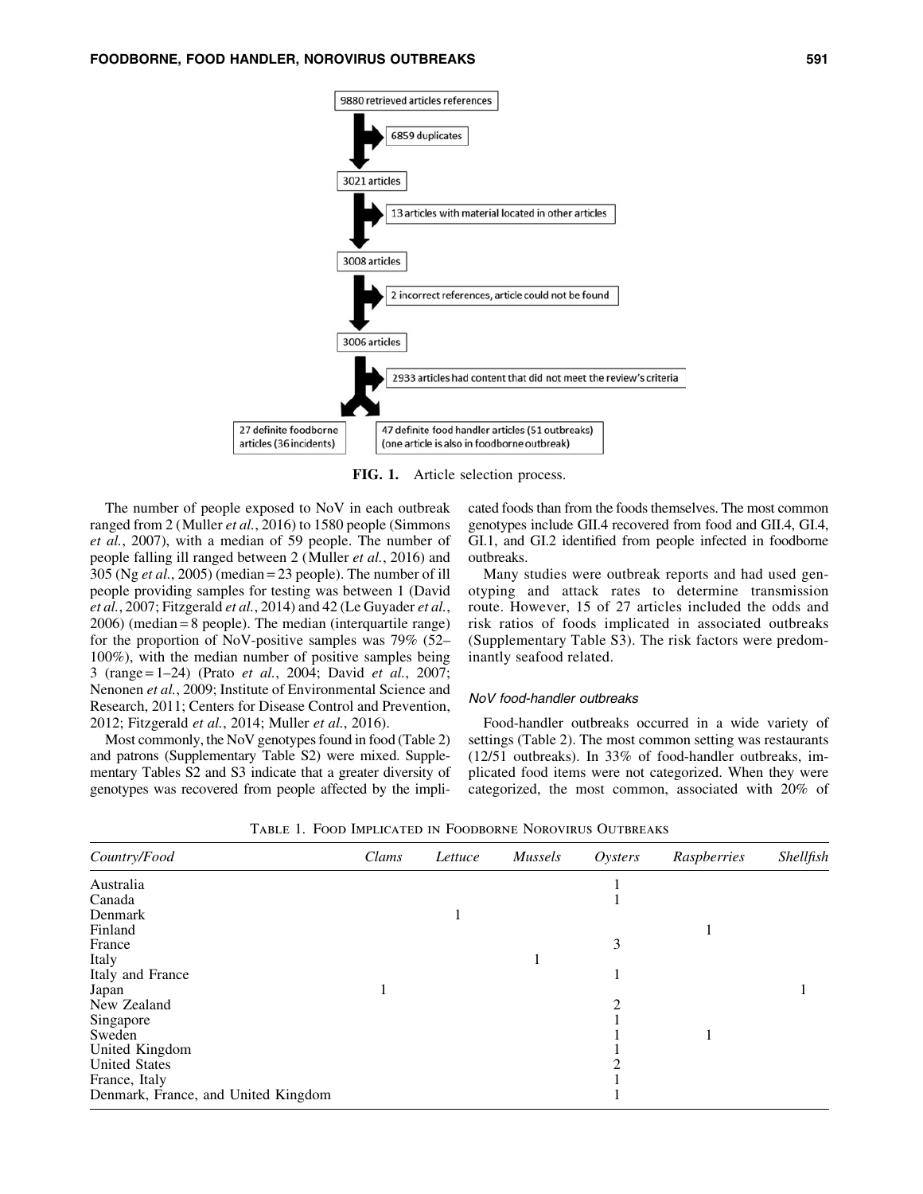9880 retrieved articles references

→ 6859 duplicates

3021 articles

→ 13 articles with material located in other articles

3008 articles

→ 2 incorrect references, article could not be found

3006 articles

→ 2933 articles had content that did not meet the review's criteria

27 definite foodborne articles (36 incidents) | 47 definite food handler articles (51 outbreaks) (one article is also in foodborne outbreak)

**FIG. 1.** Article selection process.

The number of people exposed to NoV in each outbreak ranged from 2 (Muller *et al.*, 2016) to 1580 people (Simmons *et al.*, 2007), with a median of 59 people. The number of people falling ill ranged between 2 (Muller *et al.*, 2016) and 305 (Ng *et al.*, 2005) (median = 23 people). The number of ill people providing samples for testing was between 1 (David *et al.*, 2007; Fitzgerald *et al.*, 2014) and 42 (Le Guyader *et al.*, 2006) (median = 8 people). The median (interquartile range) for the proportion of NoV-positive samples was 79% (52–100%), with the median number of positive samples being 3 (range = 1–24) (Prato *et al.*, 2004; David *et al.*, 2007; Nenonen *et al.*, 2009; Institute of Environmental Science and Research, 2011; Centers for Disease Control and Prevention, 2012; Fitzgerald *et al.*, 2014; Muller *et al.*, 2016).

Most commonly, the NoV genotypes found in food (Table 2) and patrons (Supplementary Table S2) were mixed. Supplementary Tables S2 and S3 indicate that a greater diversity of genotypes was recovered from people affected by the implicated foods than from the foods themselves. The most common genotypes include GII.4 recovered from food and GII.4, GI.4, GI.1, and GI.2 identified from people infected in foodborne outbreaks.

Many studies were outbreak reports and had used genotyping and attack rates to determine transmission route. However, 15 of 27 articles included the odds and risk ratios of foods implicated in associated outbreaks (Supplementary Table S3). The risk factors were predominantly seafood related.

### *NoV food-handler outbreaks*

Food-handler outbreaks occurred in a wide variety of settings (Table 2). The most common setting was restaurants (12/51 outbreaks). In 33% of food-handler outbreaks, implicated food items were not categorized. When they were categorized, the most common, associated with 20% of

Table 1. Food Implicated in Foodborne Norovirus Outbreaks

| *Country/Food* | *Clams* | *Lettuce* | *Mussels* | *Oysters* | *Raspberries* | *Shellfish* |
|---|---|---|---|---|---|---|
| Australia | | | | 1 | | |
| Canada | | | | 1 | | |
| Denmark | | 1 | | | | |
| Finland | | | | | 1 | |
| France | | | | 3 | | |
| Italy | | | 1 | | | |
| Italy and France | | | | 1 | | |
| Japan | 1 | | | | | 1 |
| New Zealand | | | | 2 | | |
| Singapore | | | | 1 | | |
| Sweden | | | | 1 | 1 | |
| United Kingdom | | | | 1 | | |
| United States | | | | 2 | | |
| France, Italy | | | | 1 | | |
| Denmark, France, and United Kingdom | | | | 1 | | |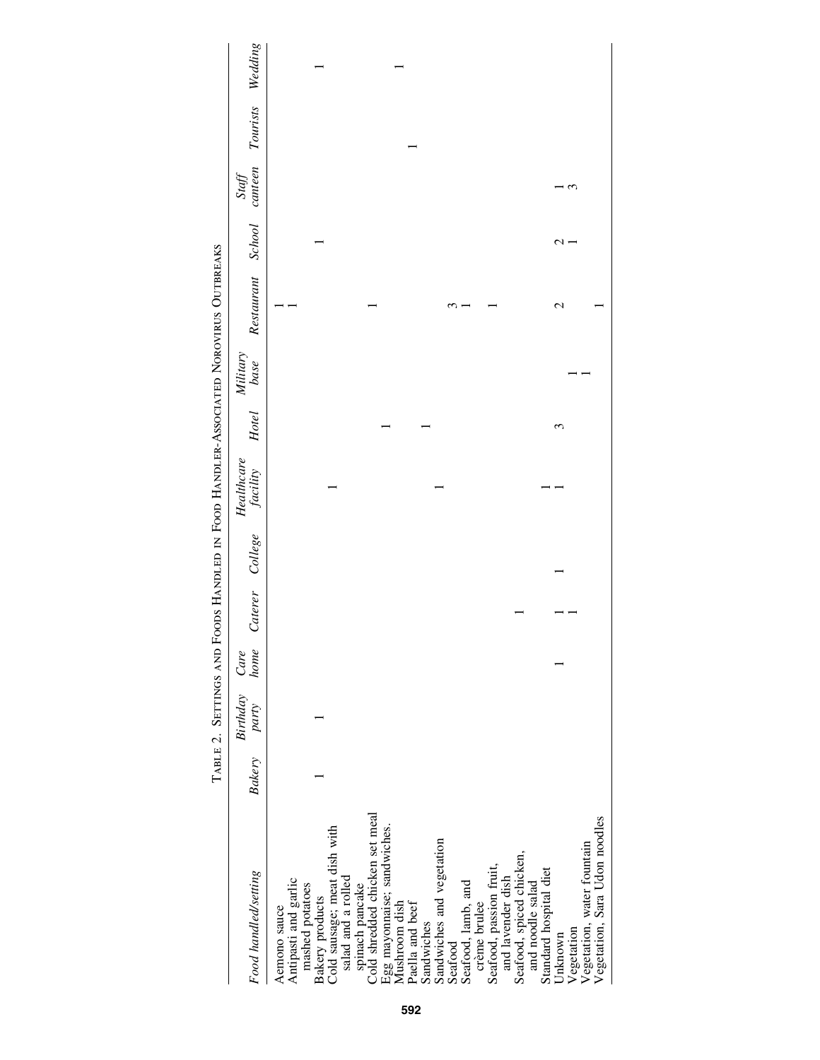TABLE 2. SETTINGS AND FOODS HANDLED IN FOOD HANDLER-ASSOCIATED NOROVIRUS OUTBREAKS

| *Food handled/setting* | *Bakery* | *Birthday party* | *Care home* | *Caterer* | *College* | *Healthcare facility* | *Hotel* | *Military base* | *Restaurant* | *School* | *Staff canteen* | *Tourists* | *Wedding* |
|---|---|---|---|---|---|---|---|---|---|---|---|---|---|
| Aemono sauce | | | | | | | | | 1 | | | | |
| Antipasti and garlic mashed potatoes | | | | | | | | | 1 | | | | |
| Bakery products | 1 | 1 | | | | | | | | | | | 1 |
| Cold sausage; meat dish with salad and a rolled spinach pancake | | | | | | 1 | | | | 1 | | | |
| Cold shredded chicken set meal | | | | | | | | | 1 | | | | |
| Egg mayonnaise; sandwiches. | | | | | | | 1 | | | | | | |
| Mushroom dish | | | | | | | | | | | | | 1 |
| Paella and beef | | | | | | | | | | | | 1 | |
| Sandwiches | | | | | | | 1 | | | | | | |
| Sandwiches and vegetation | | | | | | 1 | | | | | | | |
| Seafood | | | | | | | | | 3 | | | | |
| Seafood, lamb, and crème brulee | | | | | | | | | 1 | | | | |
| Seafood, passion fruit, and lavender dish | | | | | | | | | 1 | | | | |
| Seafood, spiced chicken, and noodle salad | | | | 1 | | | | | | | | | |
| Standard hospital diet | | | | | | 1 | | | | | | | |
| Unknown | | | 1 | 1 | 1 | 1 | 3 | | 2 | 2 | 1 | | |
| Vegetation | | | | 1 | | | | 1 | | 1 | 3 | | |
| Vegetation, water fountain | | | | | | | | 1 | | | | | |
| Vegetation, Sara Udon noodles | | | | | | | | | 1 | | | | |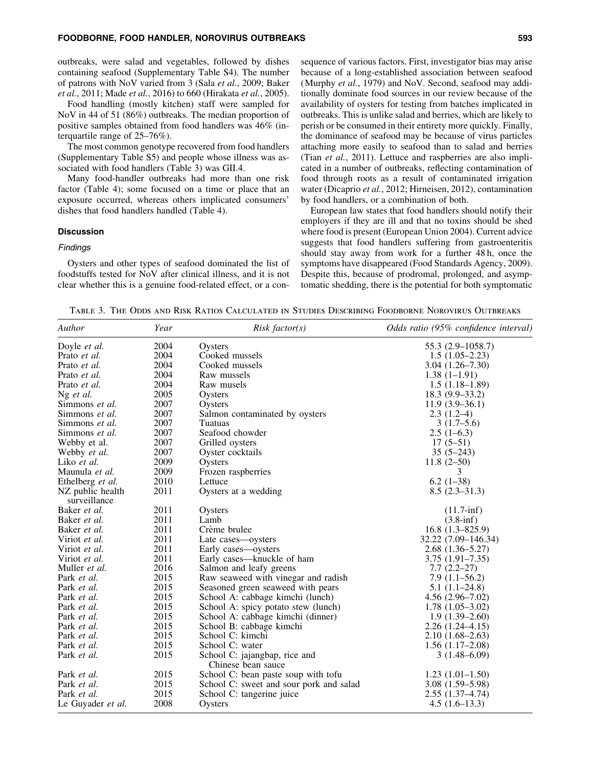outbreaks, were salad and vegetables, followed by dishes containing seafood (Supplementary Table S4). The number of patrons with NoV varied from 3 (Sala *et al.*, 2009; Baker *et al.*, 2011; Made *et al.*, 2016) to 660 (Hirakata *et al.*, 2005).

Food handling (mostly kitchen) staff were sampled for NoV in 44 of 51 (86%) outbreaks. The median proportion of positive samples obtained from food handlers was 46% (interquartile range of 25–76%).

The most common genotype recovered from food handlers (Supplementary Table S5) and people whose illness was associated with food handlers (Table 3) was GII.4.

Many food-handler outbreaks had more than one risk factor (Table 4); some focused on a time or place that an exposure occurred, whereas others implicated consumers' dishes that food handlers handled (Table 4).

## Discussion

### Findings

Oysters and other types of seafood dominated the list of foodstuffs tested for NoV after clinical illness, and it is not clear whether this is a genuine food-related effect, or a consequence of various factors. First, investigator bias may arise because of a long-established association between seafood (Murphy *et al.*, 1979) and NoV. Second, seafood may additionally dominate food sources in our review because of the availability of oysters for testing from batches implicated in outbreaks. This is unlike salad and berries, which are likely to perish or be consumed in their entirety more quickly. Finally, the dominance of seafood may be because of virus particles attaching more easily to seafood than to salad and berries (Tian *et al.*, 2011). Lettuce and raspberries are also implicated in a number of outbreaks, reflecting contamination of food through roots as a result of contaminated irrigation water (Dicaprio *et al.*, 2012; Hirneisen, 2012), contamination by food handlers, or a combination of both.

European law states that food handlers should notify their employers if they are ill and that no toxins should be shed where food is present (European Union 2004). Current advice suggests that food handlers suffering from gastroenteritis should stay away from work for a further 48 h, once the symptoms have disappeared (Food Standards Agency, 2009). Despite this, because of prodromal, prolonged, and asymptomatic shedding, there is the potential for both symptomatic

Table 3. The Odds and Risk Ratios Calculated in Studies Describing Foodborne Norovirus Outbreaks

| *Author* | *Year* | *Risk factor(s)* | *Odds ratio (95% confidence interval)* |
|---|---|---|---|
| Doyle *et al.* | 2004 | Oysters | 55.3 (2.9–1058.7) |
| Prato *et al.* | 2004 | Cooked mussels | 1.5 (1.05–2.23) |
| Prato *et al.* | 2004 | Cooked mussels | 3.04 (1.26–7.30) |
| Prato *et al.* | 2004 | Raw mussels | 1.38 (1–1.91) |
| Prato *et al.* | 2004 | Raw musels | 1.5 (1.18–1.89) |
| Ng *et al.* | 2005 | Oysters | 18.3 (9.9–33.2) |
| Simmons *et al.* | 2007 | Oysters | 11.9 (3.9–36.1) |
| Simmons *et al.* | 2007 | Salmon contaminated by oysters | 2.3 (1.2–4) |
| Simmons *et al.* | 2007 | Tuatuas | 3 (1.7–5.6) |
| Simmons *et al.* | 2007 | Seafood chowder | 2.5 (1–6.3) |
| Webby et al. | 2007 | Grilled oysters | 17 (5–51) |
| Webby *et al.* | 2007 | Oyster cocktails | 35 (5–243) |
| Liko *et al.* | 2009 | Oysters | 11.8 (2–50) |
| Maunula *et al.* | 2009 | Frozen raspberries | 3 |
| Ethelberg *et al.* | 2010 | Lettuce | 6.2 (1–38) |
| NZ public health surveillance | 2011 | Oysters at a wedding | 8.5 (2.3–31.3) |
| Baker *et al.* | 2011 | Oysters | (11.7-inf) |
| Baker *et al.* | 2011 | Lamb | (3.8-inf) |
| Baker *et al.* | 2011 | Crème brulee | 16.8 (1.3–825.9) |
| Viriot *et al.* | 2011 | Late cases—oysters | 32.22 (7.09–146.34) |
| Viriot *et al.* | 2011 | Early cases—oysters | 2.68 (1.36–5.27) |
| Viriot *et al.* | 2011 | Early cases—knuckle of ham | 3.75 (1.91–7.35) |
| Muller *et al.* | 2016 | Salmon and leafy greens | 7.7 (2.2–27) |
| Park *et al.* | 2015 | Raw seaweed with vinegar and radish | 7.9 (1.1–56.2) |
| Park *et al.* | 2015 | Seasoned green seaweed with pears | 5.1 (1.1–24.8) |
| Park *et al.* | 2015 | School A: cabbage kimchi (lunch) | 4.56 (2.96–7.02) |
| Park *et al.* | 2015 | School A: spicy potato stew (lunch) | 1.78 (1.05–3.02) |
| Park *et al.* | 2015 | School A: cabbage kimchi (dinner) | 1.9 (1.39–2.60) |
| Park *et al.* | 2015 | School B: cabbage kimchi | 2.26 (1.24–4.15) |
| Park *et al.* | 2015 | School C: kimchi | 2.10 (1.68–2.63) |
| Park *et al.* | 2015 | School C: water | 1.56 (1.17–2.08) |
| Park *et al.* | 2015 | School C: jajangbap, rice and Chinese bean sauce | 3 (1.48–6.09) |
| Park *et al.* | 2015 | School C: bean paste soup with tofu | 1.23 (1.01–1.50) |
| Park *et al.* | 2015 | School C: sweet and sour pork and salad | 3.08 (1.59–5.98) |
| Park *et al.* | 2015 | School C: tangerine juice | 2.55 (1.37–4.74) |
| Le Guyader *et al.* | 2008 | Oysters | 4.5 (1.6–13.3) |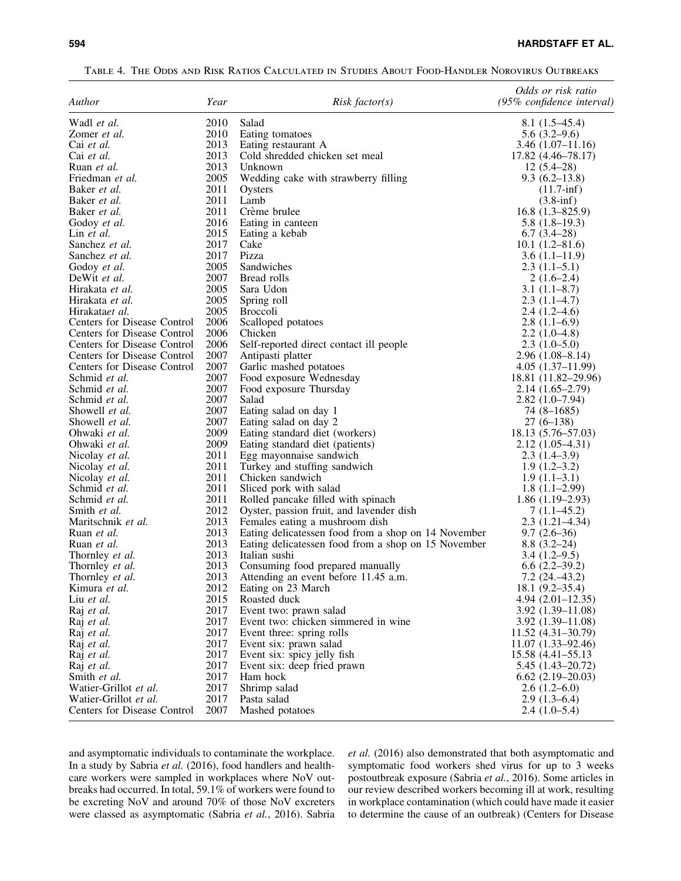Table 4. The Odds and Risk Ratios Calculated in Studies About Food-Handler Norovirus Outbreaks

| *Author* | *Year* | *Risk factor(s)* | *Odds or risk ratio (95% confidence interval)* |
|---|---|---|---|
| Wadl *et al.* | 2010 | Salad | 8.1 (1.5–45.4) |
| Zomer *et al.* | 2010 | Eating tomatoes | 5.6 (3.2–9.6) |
| Cai *et al.* | 2013 | Eating restaurant A | 3.46 (1.07–11.16) |
| Cai *et al.* | 2013 | Cold shredded chicken set meal | 17.82 (4.46–78.17) |
| Ruan *et al.* | 2013 | Unknown | 12 (5.4–28) |
| Friedman *et al.* | 2005 | Wedding cake with strawberry filling | 9.3 (6.2–13.8) |
| Baker *et al.* | 2011 | Oysters | (11.7-inf) |
| Baker *et al.* | 2011 | Lamb | (3.8-inf) |
| Baker *et al.* | 2011 | Crème brulee | 16.8 (1.3–825.9) |
| Godoy *et al.* | 2016 | Eating in canteen | 5.8 (1.8–19.3) |
| Lin *et al.* | 2015 | Eating a kebab | 6.7 (3.4–28) |
| Sanchez *et al.* | 2017 | Cake | 10.1 (1.2–81.6) |
| Sanchez *et al.* | 2017 | Pizza | 3.6 (1.1–11.9) |
| Godoy *et al.* | 2005 | Sandwiches | 2.3 (1.1–5.1) |
| DeWit *et al.* | 2007 | Bread rolls | 2 (1.6–2.4) |
| Hirakata *et al.* | 2005 | Sara Udon | 3.1 (1.1–8.7) |
| Hirakata *et al.* | 2005 | Spring roll | 2.3 (1.1–4.7) |
| Hirakata*et al.* | 2005 | Broccoli | 2.4 (1.2–4.6) |
| Centers for Disease Control | 2006 | Scalloped potatoes | 2.8 (1.1–6.9) |
| Centers for Disease Control | 2006 | Chicken | 2.2 (1.0–4.8) |
| Centers for Disease Control | 2006 | Self-reported direct contact ill people | 2.3 (1.0–5.0) |
| Centers for Disease Control | 2007 | Antipasti platter | 2.96 (1.08–8.14) |
| Centers for Disease Control | 2007 | Garlic mashed potatoes | 4.05 (1.37–11.99) |
| Schmid *et al.* | 2007 | Food exposure Wednesday | 18.81 (11.82–29.96) |
| Schmid *et al.* | 2007 | Food exposure Thursday | 2.14 (1.65–2.79) |
| Schmid *et al.* | 2007 | Salad | 2.82 (1.0–7.94) |
| Showell *et al.* | 2007 | Eating salad on day 1 | 74 (8–1685) |
| Showell *et al.* | 2007 | Eating salad on day 2 | 27 (6–138) |
| Ohwaki *et al.* | 2009 | Eating standard diet (workers) | 18.13 (5.76–57.03) |
| Ohwaki *et al.* | 2009 | Eating standard diet (patients) | 2.12 (1.05–4.31) |
| Nicolay *et al.* | 2011 | Egg mayonnaise sandwich | 2.3 (1.4–3.9) |
| Nicolay *et al.* | 2011 | Turkey and stuffing sandwich | 1.9 (1.2–3.2) |
| Nicolay *et al.* | 2011 | Chicken sandwich | 1.9 (1.1–3.1) |
| Schmid *et al.* | 2011 | Sliced pork with salad | 1.8 (1.1–2.99) |
| Schmid *et al.* | 2011 | Rolled pancake filled with spinach | 1.86 (1.19–2.93) |
| Smith *et al.* | 2012 | Oyster, passion fruit, and lavender dish | 7 (1.1–45.2) |
| Maritschnik *et al.* | 2013 | Females eating a mushroom dish | 2.3 (1.21–4.34) |
| Ruan *et al.* | 2013 | Eating delicatessen food from a shop on 14 November | 9.7 (2.6–36) |
| Ruan *et al.* | 2013 | Eating delicatessen food from a shop on 15 November | 8.8 (3.2–24) |
| Thornley *et al.* | 2013 | Italian sushi | 3.4 (1.2–9.5) |
| Thornley *et al.* | 2013 | Consuming food prepared manually | 6.6 (2.2–39.2) |
| Thornley *et al.* | 2013 | Attending an event before 11.45 a.m. | 7.2 (24.–43.2) |
| Kimura *et al.* | 2012 | Eating on 23 March | 18.1 (9.2–35.4) |
| Liu *et al.* | 2015 | Roasted duck | 4.94 (2.01–12.35) |
| Raj *et al.* | 2017 | Event two: prawn salad | 3.92 (1.39–11.08) |
| Raj *et al.* | 2017 | Event two: chicken simmered in wine | 3.92 (1.39–11.08) |
| Raj *et al.* | 2017 | Event three: spring rolls | 11.52 (4.31–30.79) |
| Raj *et al.* | 2017 | Event six: prawn salad | 11.07 (1.33–92.46) |
| Raj *et al.* | 2017 | Event six: spicy jelly fish | 15.58 (4.41–55.13 |
| Raj *et al.* | 2017 | Event six: deep fried prawn | 5.45 (1.43–20.72) |
| Smith *et al.* | 2017 | Ham hock | 6.62 (2.19–20.03) |
| Watier-Grillot *et al.* | 2017 | Shrimp salad | 2.6 (1.2–6.0) |
| Watier-Grillot *et al.* | 2017 | Pasta salad | 2.9 (1.3–6.4) |
| Centers for Disease Control | 2007 | Mashed potatoes | 2.4 (1.0–5.4) |

and asymptomatic individuals to contaminate the workplace. In a study by Sabria *et al.* (2016), food handlers and healthcare workers were sampled in workplaces where NoV outbreaks had occurred. In total, 59.1% of workers were found to be excreting NoV and around 70% of those NoV excreters were classed as asymptomatic (Sabria *et al.*, 2016). Sabria *et al.* (2016) also demonstrated that both asymptomatic and symptomatic food workers shed virus for up to 3 weeks postoutbreak exposure (Sabria *et al.*, 2016). Some articles in our review described workers becoming ill at work, resulting in workplace contamination (which could have made it easier to determine the cause of an outbreak) (Centers for Disease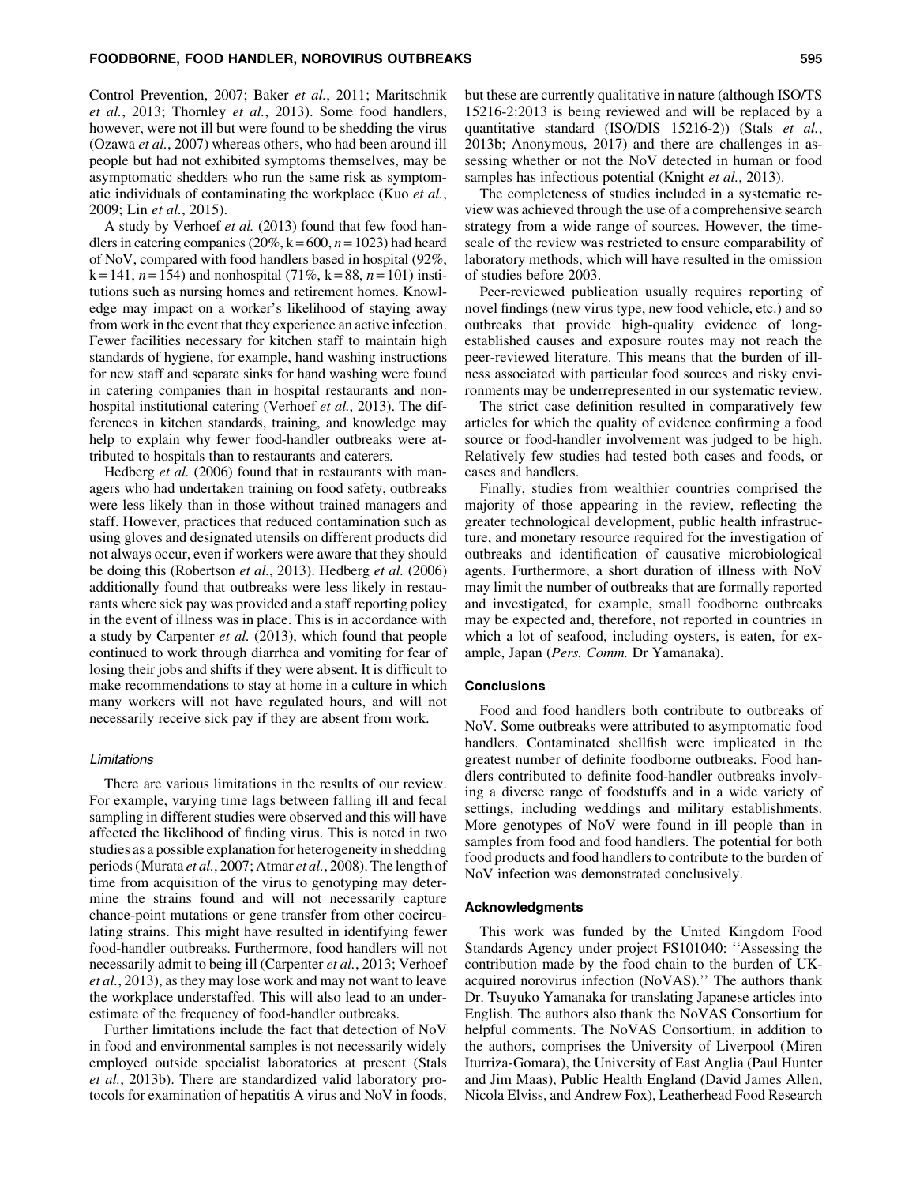Control Prevention, 2007; Baker *et al.*, 2011; Maritschnik *et al.*, 2013; Thornley *et al.*, 2013). Some food handlers, however, were not ill but were found to be shedding the virus (Ozawa *et al.*, 2007) whereas others, who had been around ill people but had not exhibited symptoms themselves, may be asymptomatic shedders who run the same risk as symptomatic individuals of contaminating the workplace (Kuo *et al.*, 2009; Lin *et al.*, 2015).

A study by Verhoef *et al.* (2013) found that few food handlers in catering companies (20%, k = 600, *n* = 1023) had heard of NoV, compared with food handlers based in hospital (92%, k = 141, *n* = 154) and nonhospital (71%, k = 88, *n* = 101) institutions such as nursing homes and retirement homes. Knowledge may impact on a worker's likelihood of staying away from work in the event that they experience an active infection. Fewer facilities necessary for kitchen staff to maintain high standards of hygiene, for example, hand washing instructions for new staff and separate sinks for hand washing were found in catering companies than in hospital restaurants and nonhospital institutional catering (Verhoef *et al.*, 2013). The differences in kitchen standards, training, and knowledge may help to explain why fewer food-handler outbreaks were attributed to hospitals than to restaurants and caterers.

Hedberg *et al.* (2006) found that in restaurants with managers who had undertaken training on food safety, outbreaks were less likely than in those without trained managers and staff. However, practices that reduced contamination such as using gloves and designated utensils on different products did not always occur, even if workers were aware that they should be doing this (Robertson *et al.*, 2013). Hedberg *et al.* (2006) additionally found that outbreaks were less likely in restaurants where sick pay was provided and a staff reporting policy in the event of illness was in place. This is in accordance with a study by Carpenter *et al.* (2013), which found that people continued to work through diarrhea and vomiting for fear of losing their jobs and shifts if they were absent. It is difficult to make recommendations to stay at home in a culture in which many workers will not have regulated hours, and will not necessarily receive sick pay if they are absent from work.

#### *Limitations*

There are various limitations in the results of our review. For example, varying time lags between falling ill and fecal sampling in different studies were observed and this will have affected the likelihood of finding virus. This is noted in two studies as a possible explanation for heterogeneity in shedding periods (Murata *et al.*, 2007; Atmar *et al.*, 2008). The length of time from acquisition of the virus to genotyping may determine the strains found and will not necessarily capture chance-point mutations or gene transfer from other cocirculating strains. This might have resulted in identifying fewer food-handler outbreaks. Furthermore, food handlers will not necessarily admit to being ill (Carpenter *et al.*, 2013; Verhoef *et al.*, 2013), as they may lose work and may not want to leave the workplace understaffed. This will also lead to an underestimate of the frequency of food-handler outbreaks.

Further limitations include the fact that detection of NoV in food and environmental samples is not necessarily widely employed outside specialist laboratories at present (Stals *et al.*, 2013b). There are standardized valid laboratory protocols for examination of hepatitis A virus and NoV in foods, but these are currently qualitative in nature (although ISO/TS 15216-2:2013 is being reviewed and will be replaced by a quantitative standard (ISO/DIS 15216-2)) (Stals *et al.*, 2013b; Anonymous, 2017) and there are challenges in assessing whether or not the NoV detected in human or food samples has infectious potential (Knight *et al.*, 2013).

The completeness of studies included in a systematic review was achieved through the use of a comprehensive search strategy from a wide range of sources. However, the timescale of the review was restricted to ensure comparability of laboratory methods, which will have resulted in the omission of studies before 2003.

Peer-reviewed publication usually requires reporting of novel findings (new virus type, new food vehicle, etc.) and so outbreaks that provide high-quality evidence of long-established causes and exposure routes may not reach the peer-reviewed literature. This means that the burden of illness associated with particular food sources and risky environments may be underrepresented in our systematic review.

The strict case definition resulted in comparatively few articles for which the quality of evidence confirming a food source or food-handler involvement was judged to be high. Relatively few studies had tested both cases and foods, or cases and handlers.

Finally, studies from wealthier countries comprised the majority of those appearing in the review, reflecting the greater technological development, public health infrastructure, and monetary resource required for the investigation of outbreaks and identification of causative microbiological agents. Furthermore, a short duration of illness with NoV may limit the number of outbreaks that are formally reported and investigated, for example, small foodborne outbreaks may be expected and, therefore, not reported in countries in which a lot of seafood, including oysters, is eaten, for example, Japan (*Pers. Comm.* Dr Yamanaka).

### Conclusions

Food and food handlers both contribute to outbreaks of NoV. Some outbreaks were attributed to asymptomatic food handlers. Contaminated shellfish were implicated in the greatest number of definite foodborne outbreaks. Food handlers contributed to definite food-handler outbreaks involving a diverse range of foodstuffs and in a wide variety of settings, including weddings and military establishments. More genotypes of NoV were found in ill people than in samples from food and food handlers. The potential for both food products and food handlers to contribute to the burden of NoV infection was demonstrated conclusively.

### Acknowledgments

This work was funded by the United Kingdom Food Standards Agency under project FS101040: ''Assessing the contribution made by the food chain to the burden of UK-acquired norovirus infection (NoVAS).'' The authors thank Dr. Tsuyuko Yamanaka for translating Japanese articles into English. The authors also thank the NoVAS Consortium for helpful comments. The NoVAS Consortium, in addition to the authors, comprises the University of Liverpool (Miren Iturriza-Gomara), the University of East Anglia (Paul Hunter and Jim Maas), Public Health England (David James Allen, Nicola Elviss, and Andrew Fox), Leatherhead Food Research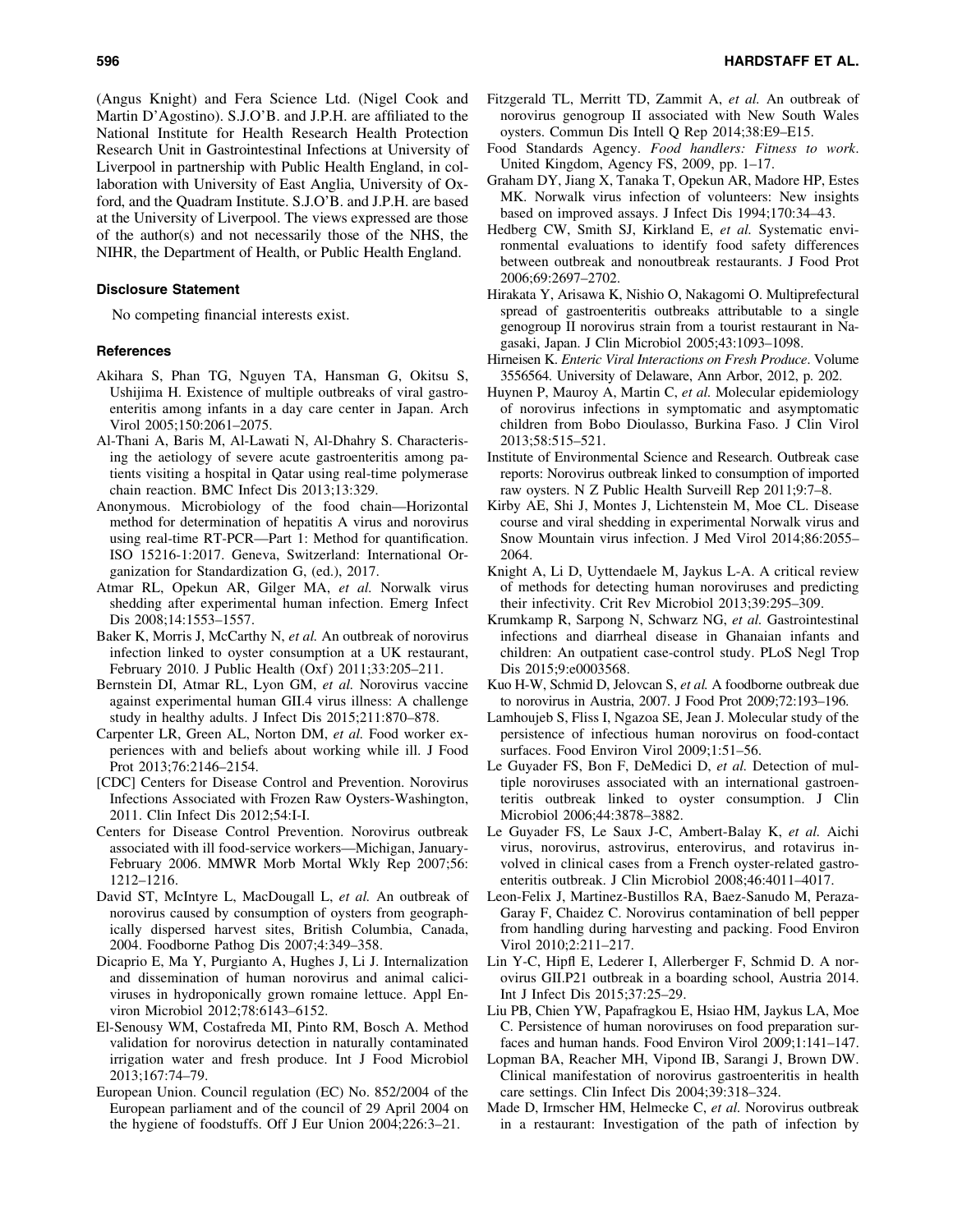(Angus Knight) and Fera Science Ltd. (Nigel Cook and Martin D'Agostino). S.J.O'B. and J.P.H. are affiliated to the National Institute for Health Research Health Protection Research Unit in Gastrointestinal Infections at University of Liverpool in partnership with Public Health England, in collaboration with University of East Anglia, University of Oxford, and the Quadram Institute. S.J.O'B. and J.P.H. are based at the University of Liverpool. The views expressed are those of the author(s) and not necessarily those of the NHS, the NIHR, the Department of Health, or Public Health England.

### Disclosure Statement

No competing financial interests exist.

### References

Akihara S, Phan TG, Nguyen TA, Hansman G, Okitsu S, Ushijima H. Existence of multiple outbreaks of viral gastroenteritis among infants in a day care center in Japan. Arch Virol 2005;150:2061–2075.

Al-Thani A, Baris M, Al-Lawati N, Al-Dhahry S. Characterising the aetiology of severe acute gastroenteritis among patients visiting a hospital in Qatar using real-time polymerase chain reaction. BMC Infect Dis 2013;13:329.

Anonymous. Microbiology of the food chain—Horizontal method for determination of hepatitis A virus and norovirus using real-time RT-PCR—Part 1: Method for quantification. ISO 15216-1:2017. Geneva, Switzerland: International Organization for Standardization G, (ed.), 2017.

Atmar RL, Opekun AR, Gilger MA, *et al.* Norwalk virus shedding after experimental human infection. Emerg Infect Dis 2008;14:1553–1557.

Baker K, Morris J, McCarthy N, *et al.* An outbreak of norovirus infection linked to oyster consumption at a UK restaurant, February 2010. J Public Health (Oxf) 2011;33:205–211.

Bernstein DI, Atmar RL, Lyon GM, *et al.* Norovirus vaccine against experimental human GII.4 virus illness: A challenge study in healthy adults. J Infect Dis 2015;211:870–878.

Carpenter LR, Green AL, Norton DM, *et al.* Food worker experiences with and beliefs about working while ill. J Food Prot 2013;76:2146–2154.

[CDC] Centers for Disease Control and Prevention. Norovirus Infections Associated with Frozen Raw Oysters-Washington, 2011. Clin Infect Dis 2012;54:I-I.

Centers for Disease Control Prevention. Norovirus outbreak associated with ill food-service workers—Michigan, January-February 2006. MMWR Morb Mortal Wkly Rep 2007;56: 1212–1216.

David ST, McIntyre L, MacDougall L, *et al.* An outbreak of norovirus caused by consumption of oysters from geographically dispersed harvest sites, British Columbia, Canada, 2004. Foodborne Pathog Dis 2007;4:349–358.

Dicaprio E, Ma Y, Purgianto A, Hughes J, Li J. Internalization and dissemination of human norovirus and animal caliciviruses in hydroponically grown romaine lettuce. Appl Environ Microbiol 2012;78:6143–6152.

El-Senousy WM, Costafreda MI, Pinto RM, Bosch A. Method validation for norovirus detection in naturally contaminated irrigation water and fresh produce. Int J Food Microbiol 2013;167:74–79.

European Union. Council regulation (EC) No. 852/2004 of the European parliament and of the council of 29 April 2004 on the hygiene of foodstuffs. Off J Eur Union 2004;226:3–21.

Fitzgerald TL, Merritt TD, Zammit A, *et al.* An outbreak of norovirus genogroup II associated with New South Wales oysters. Commun Dis Intell Q Rep 2014;38:E9–E15.

Food Standards Agency. *Food handlers: Fitness to work*. United Kingdom, Agency FS, 2009, pp. 1–17.

Graham DY, Jiang X, Tanaka T, Opekun AR, Madore HP, Estes MK. Norwalk virus infection of volunteers: New insights based on improved assays. J Infect Dis 1994;170:34–43.

Hedberg CW, Smith SJ, Kirkland E, *et al.* Systematic environmental evaluations to identify food safety differences between outbreak and nonoutbreak restaurants. J Food Prot 2006;69:2697–2702.

Hirakata Y, Arisawa K, Nishio O, Nakagomi O. Multiprefectural spread of gastroenteritis outbreaks attributable to a single genogroup II norovirus strain from a tourist restaurant in Nagasaki, Japan. J Clin Microbiol 2005;43:1093–1098.

Hirneisen K. *Enteric Viral Interactions on Fresh Produce*. Volume 3556564. University of Delaware, Ann Arbor, 2012, p. 202.

Huynen P, Mauroy A, Martin C, *et al.* Molecular epidemiology of norovirus infections in symptomatic and asymptomatic children from Bobo Dioulasso, Burkina Faso. J Clin Virol 2013;58:515–521.

Institute of Environmental Science and Research. Outbreak case reports: Norovirus outbreak linked to consumption of imported raw oysters. N Z Public Health Surveill Rep 2011;9:7–8.

Kirby AE, Shi J, Montes J, Lichtenstein M, Moe CL. Disease course and viral shedding in experimental Norwalk virus and Snow Mountain virus infection. J Med Virol 2014;86:2055–2064.

Knight A, Li D, Uyttendaele M, Jaykus L-A. A critical review of methods for detecting human noroviruses and predicting their infectivity. Crit Rev Microbiol 2013;39:295–309.

Krumkamp R, Sarpong N, Schwarz NG, *et al.* Gastrointestinal infections and diarrheal disease in Ghanaian infants and children: An outpatient case-control study. PLoS Negl Trop Dis 2015;9:e0003568.

Kuo H-W, Schmid D, Jelovcan S, *et al.* A foodborne outbreak due to norovirus in Austria, 2007. J Food Prot 2009;72:193–196.

Lamhoujeb S, Fliss I, Ngazoa SE, Jean J. Molecular study of the persistence of infectious human norovirus on food-contact surfaces. Food Environ Virol 2009;1:51–56.

Le Guyader FS, Bon F, DeMedici D, *et al.* Detection of multiple noroviruses associated with an international gastroenteritis outbreak linked to oyster consumption. J Clin Microbiol 2006;44:3878–3882.

Le Guyader FS, Le Saux J-C, Ambert-Balay K, *et al.* Aichi virus, norovirus, astrovirus, enterovirus, and rotavirus involved in clinical cases from a French oyster-related gastroenteritis outbreak. J Clin Microbiol 2008;46:4011–4017.

Leon-Felix J, Martinez-Bustillos RA, Baez-Sanudo M, Peraza-Garay F, Chaidez C. Norovirus contamination of bell pepper from handling during harvesting and packing. Food Environ Virol 2010;2:211–217.

Lin Y-C, Hipfl E, Lederer I, Allerberger F, Schmid D. A norovirus GII.P21 outbreak in a boarding school, Austria 2014. Int J Infect Dis 2015;37:25–29.

Liu PB, Chien YW, Papafragkou E, Hsiao HM, Jaykus LA, Moe C. Persistence of human noroviruses on food preparation surfaces and human hands. Food Environ Virol 2009;1:141–147.

Lopman BA, Reacher MH, Vipond IB, Sarangi J, Brown DW. Clinical manifestation of norovirus gastroenteritis in health care settings. Clin Infect Dis 2004;39:318–324.

Made D, Irmscher HM, Helmecke C, *et al.* Norovirus outbreak in a restaurant: Investigation of the path of infection by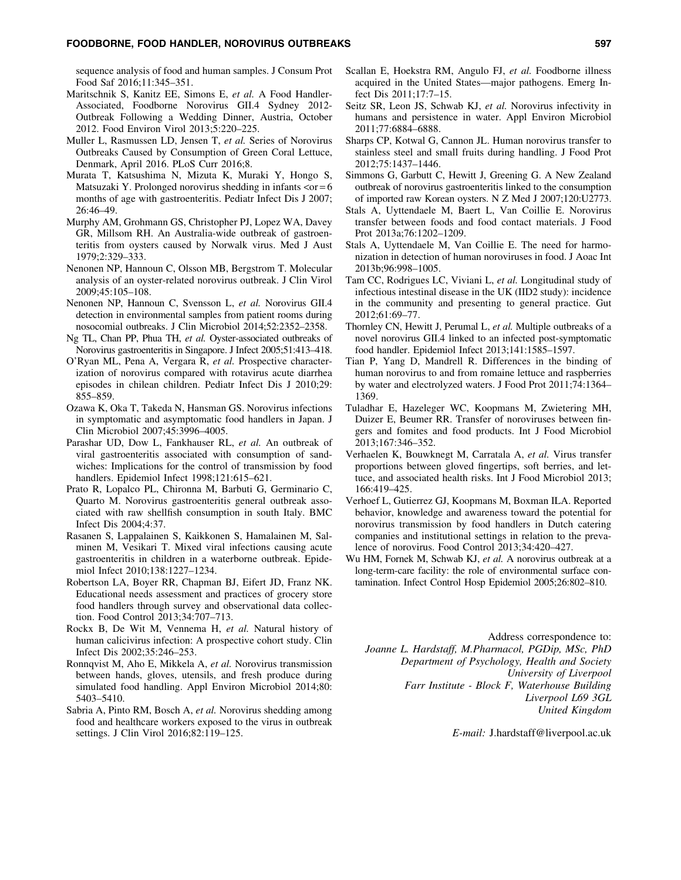sequence analysis of food and human samples. J Consum Prot Food Saf 2016;11:345–351.

Maritschnik S, Kanitz EE, Simons E, *et al.* A Food Handler-Associated, Foodborne Norovirus GII.4 Sydney 2012-Outbreak Following a Wedding Dinner, Austria, October 2012. Food Environ Virol 2013;5:220–225.

Muller L, Rasmussen LD, Jensen T, *et al.* Series of Norovirus Outbreaks Caused by Consumption of Green Coral Lettuce, Denmark, April 2016. PLoS Curr 2016;8.

Murata T, Katsushima N, Mizuta K, Muraki Y, Hongo S, Matsuzaki Y. Prolonged norovirus shedding in infants <or = 6 months of age with gastroenteritis. Pediatr Infect Dis J 2007; 26:46–49.

Murphy AM, Grohmann GS, Christopher PJ, Lopez WA, Davey GR, Millsom RH. An Australia-wide outbreak of gastroenteritis from oysters caused by Norwalk virus. Med J Aust 1979;2:329–333.

Nenonen NP, Hannoun C, Olsson MB, Bergstrom T. Molecular analysis of an oyster-related norovirus outbreak. J Clin Virol 2009;45:105–108.

Nenonen NP, Hannoun C, Svensson L, *et al.* Norovirus GII.4 detection in environmental samples from patient rooms during nosocomial outbreaks. J Clin Microbiol 2014;52:2352–2358.

Ng TL, Chan PP, Phua TH, *et al.* Oyster-associated outbreaks of Norovirus gastroenteritis in Singapore. J Infect 2005;51:413–418.

O'Ryan ML, Pena A, Vergara R, *et al.* Prospective characterization of norovirus compared with rotavirus acute diarrhea episodes in chilean children. Pediatr Infect Dis J 2010;29: 855–859.

Ozawa K, Oka T, Takeda N, Hansman GS. Norovirus infections in symptomatic and asymptomatic food handlers in Japan. J Clin Microbiol 2007;45:3996–4005.

Parashar UD, Dow L, Fankhauser RL, *et al.* An outbreak of viral gastroenteritis associated with consumption of sandwiches: Implications for the control of transmission by food handlers. Epidemiol Infect 1998;121:615–621.

Prato R, Lopalco PL, Chironna M, Barbuti G, Germinario C, Quarto M. Norovirus gastroenteritis general outbreak associated with raw shellfish consumption in south Italy. BMC Infect Dis 2004;4:37.

Rasanen S, Lappalainen S, Kaikkonen S, Hamalainen M, Salminen M, Vesikari T. Mixed viral infections causing acute gastroenteritis in children in a waterborne outbreak. Epidemiol Infect 2010;138:1227–1234.

Robertson LA, Boyer RR, Chapman BJ, Eifert JD, Franz NK. Educational needs assessment and practices of grocery store food handlers through survey and observational data collection. Food Control 2013;34:707–713.

Rockx B, De Wit M, Vennema H, *et al.* Natural history of human calicivirus infection: A prospective cohort study. Clin Infect Dis 2002;35:246–253.

Ronnqvist M, Aho E, Mikkela A, *et al.* Norovirus transmission between hands, gloves, utensils, and fresh produce during simulated food handling. Appl Environ Microbiol 2014;80: 5403–5410.

Sabria A, Pinto RM, Bosch A, *et al.* Norovirus shedding among food and healthcare workers exposed to the virus in outbreak settings. J Clin Virol 2016;82:119–125.

Scallan E, Hoekstra RM, Angulo FJ, *et al.* Foodborne illness acquired in the United States—major pathogens. Emerg Infect Dis 2011;17:7–15.

Seitz SR, Leon JS, Schwab KJ, *et al.* Norovirus infectivity in humans and persistence in water. Appl Environ Microbiol 2011;77:6884–6888.

Sharps CP, Kotwal G, Cannon JL. Human norovirus transfer to stainless steel and small fruits during handling. J Food Prot 2012;75:1437–1446.

Simmons G, Garbutt C, Hewitt J, Greening G. A New Zealand outbreak of norovirus gastroenteritis linked to the consumption of imported raw Korean oysters. N Z Med J 2007;120:U2773.

Stals A, Uyttendaele M, Baert L, Van Coillie E. Norovirus transfer between foods and food contact materials. J Food Prot 2013a;76:1202–1209.

Stals A, Uyttendaele M, Van Coillie E. The need for harmonization in detection of human noroviruses in food. J Aoac Int 2013b;96:998–1005.

Tam CC, Rodrigues LC, Viviani L, *et al.* Longitudinal study of infectious intestinal disease in the UK (IID2 study): incidence in the community and presenting to general practice. Gut 2012;61:69–77.

Thornley CN, Hewitt J, Perumal L, *et al.* Multiple outbreaks of a novel norovirus GII.4 linked to an infected post-symptomatic food handler. Epidemiol Infect 2013;141:1585–1597.

Tian P, Yang D, Mandrell R. Differences in the binding of human norovirus to and from romaine lettuce and raspberries by water and electrolyzed waters. J Food Prot 2011;74:1364–1369.

Tuladhar E, Hazeleger WC, Koopmans M, Zwietering MH, Duizer E, Beumer RR. Transfer of noroviruses between fingers and fomites and food products. Int J Food Microbiol 2013;167:346–352.

Verhaelen K, Bouwknegt M, Carratala A, *et al.* Virus transfer proportions between gloved fingertips, soft berries, and lettuce, and associated health risks. Int J Food Microbiol 2013; 166:419–425.

Verhoef L, Gutierrez GJ, Koopmans M, Boxman ILA. Reported behavior, knowledge and awareness toward the potential for norovirus transmission by food handlers in Dutch catering companies and institutional settings in relation to the prevalence of norovirus. Food Control 2013;34:420–427.

Wu HM, Fornek M, Schwab KJ, *et al.* A norovirus outbreak at a long-term-care facility: the role of environmental surface contamination. Infect Control Hosp Epidemiol 2005;26:802–810.

Address correspondence to:
*Joanne L. Hardstaff, M.Pharmacol, PGDip, MSc, PhD*
*Department of Psychology, Health and Society*
*University of Liverpool*
*Farr Institute - Block F, Waterhouse Building*
*Liverpool L69 3GL*
*United Kingdom*

*E-mail:* J.hardstaff@liverpool.ac.uk